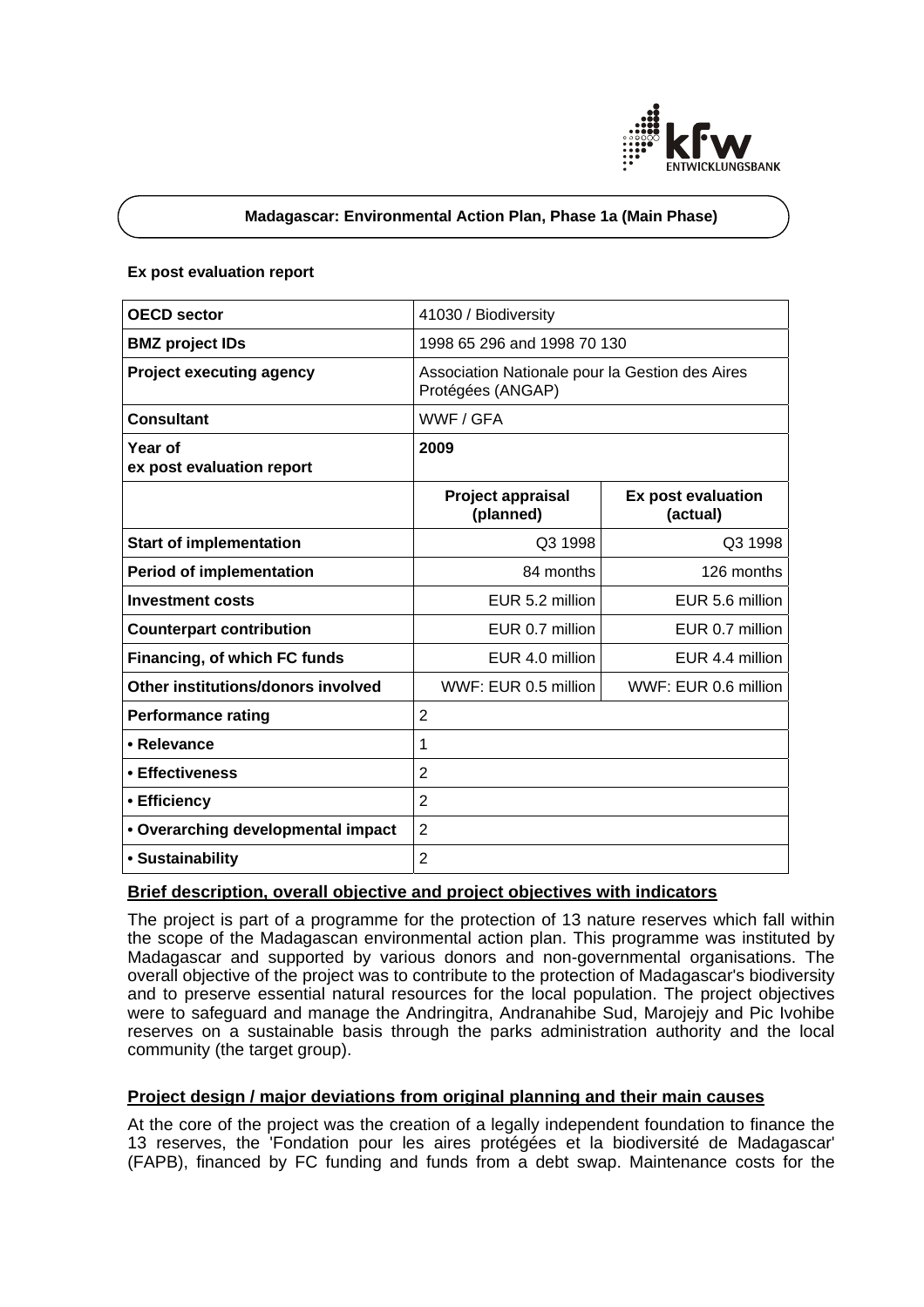**Madagascar: Environmental Action Plan, Phase 1a (Main Phase)**

**Ex post evaluation report**

| **OECD sector** | 41030 / Biodiversity | |
|---|---|---|
| **BMZ project IDs** | 1998 65 296 and 1998 70 130 | |
| **Project executing agency** | Association Nationale pour la Gestion des Aires Protégées (ANGAP) | |
| **Consultant** | WWF / GFA | |
| **Year of ex post evaluation report** | **2009** | |
| | **Project appraisal (planned)** | **Ex post evaluation (actual)** |
| **Start of implementation** | Q3 1998 | Q3 1998 |
| **Period of implementation** | 84 months | 126 months |
| **Investment costs** | EUR 5.2 million | EUR 5.6 million |
| **Counterpart contribution** | EUR 0.7 million | EUR 0.7 million |
| **Financing, of which FC funds** | EUR 4.0 million | EUR 4.4 million |
| **Other institutions/donors involved** | WWF: EUR 0.5 million | WWF: EUR 0.6 million |
| **Performance rating** | 2 | |
| **• Relevance** | 1 | |
| **• Effectiveness** | 2 | |
| **• Efficiency** | 2 | |
| **• Overarching developmental impact** | 2 | |
| **• Sustainability** | 2 | |

## Brief description, overall objective and project objectives with indicators

The project is part of a programme for the protection of 13 nature reserves which fall within the scope of the Madagascan environmental action plan. This programme was instituted by Madagascar and supported by various donors and non-governmental organisations. The overall objective of the project was to contribute to the protection of Madagascar's biodiversity and to preserve essential natural resources for the local population. The project objectives were to safeguard and manage the Andringitra, Andranahibe Sud, Marojejy and Pic Ivohibe reserves on a sustainable basis through the parks administration authority and the local community (the target group).

## Project design / major deviations from original planning and their main causes

At the core of the project was the creation of a legally independent foundation to finance the 13 reserves, the 'Fondation pour les aires protégées et la biodiversité de Madagascar' (FAPB), financed by FC funding and funds from a debt swap. Maintenance costs for the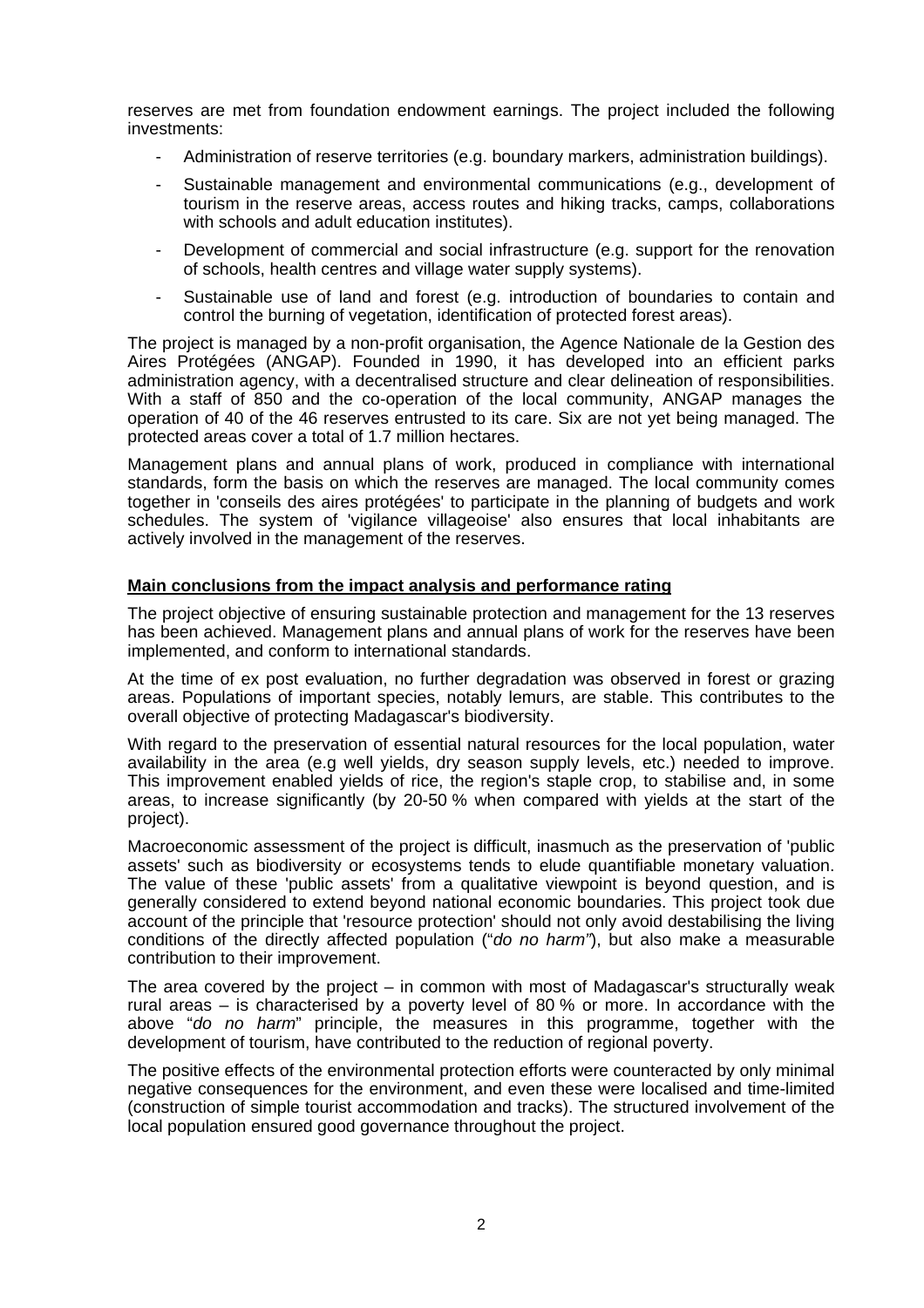reserves are met from foundation endowment earnings. The project included the following investments:

- Administration of reserve territories (e.g. boundary markers, administration buildings).
- Sustainable management and environmental communications (e.g., development of tourism in the reserve areas, access routes and hiking tracks, camps, collaborations with schools and adult education institutes).
- Development of commercial and social infrastructure (e.g. support for the renovation of schools, health centres and village water supply systems).
- Sustainable use of land and forest (e.g. introduction of boundaries to contain and control the burning of vegetation, identification of protected forest areas).

The project is managed by a non-profit organisation, the Agence Nationale de la Gestion des Aires Protégées (ANGAP). Founded in 1990, it has developed into an efficient parks administration agency, with a decentralised structure and clear delineation of responsibilities. With a staff of 850 and the co-operation of the local community, ANGAP manages the operation of 40 of the 46 reserves entrusted to its care. Six are not yet being managed. The protected areas cover a total of 1.7 million hectares.

Management plans and annual plans of work, produced in compliance with international standards, form the basis on which the reserves are managed. The local community comes together in 'conseils des aires protégées' to participate in the planning of budgets and work schedules. The system of 'vigilance villageoise' also ensures that local inhabitants are actively involved in the management of the reserves.

**Main conclusions from the impact analysis and performance rating**

The project objective of ensuring sustainable protection and management for the 13 reserves has been achieved. Management plans and annual plans of work for the reserves have been implemented, and conform to international standards.

At the time of ex post evaluation, no further degradation was observed in forest or grazing areas. Populations of important species, notably lemurs, are stable. This contributes to the overall objective of protecting Madagascar's biodiversity.

With regard to the preservation of essential natural resources for the local population, water availability in the area (e.g well yields, dry season supply levels, etc.) needed to improve. This improvement enabled yields of rice, the region's staple crop, to stabilise and, in some areas, to increase significantly (by 20-50 % when compared with yields at the start of the project).

Macroeconomic assessment of the project is difficult, inasmuch as the preservation of 'public assets' such as biodiversity or ecosystems tends to elude quantifiable monetary valuation. The value of these 'public assets' from a qualitative viewpoint is beyond question, and is generally considered to extend beyond national economic boundaries. This project took due account of the principle that 'resource protection' should not only avoid destabilising the living conditions of the directly affected population ("*do no harm*"), but also make a measurable contribution to their improvement.

The area covered by the project – in common with most of Madagascar's structurally weak rural areas – is characterised by a poverty level of 80 % or more. In accordance with the above "*do no harm*" principle, the measures in this programme, together with the development of tourism, have contributed to the reduction of regional poverty.

The positive effects of the environmental protection efforts were counteracted by only minimal negative consequences for the environment, and even these were localised and time-limited (construction of simple tourist accommodation and tracks). The structured involvement of the local population ensured good governance throughout the project.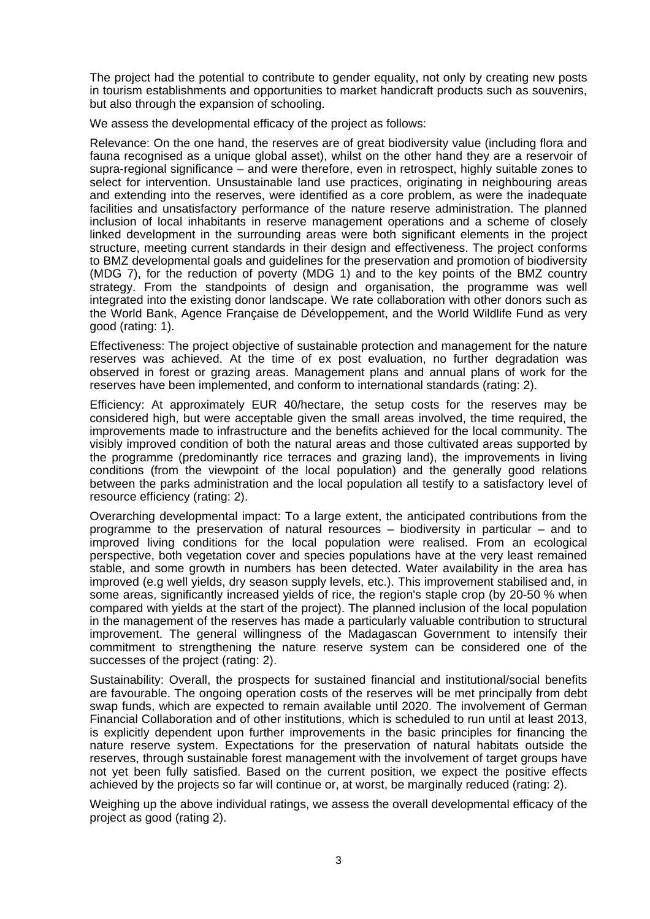The project had the potential to contribute to gender equality, not only by creating new posts in tourism establishments and opportunities to market handicraft products such as souvenirs, but also through the expansion of schooling.

We assess the developmental efficacy of the project as follows:

Relevance: On the one hand, the reserves are of great biodiversity value (including flora and fauna recognised as a unique global asset), whilst on the other hand they are a reservoir of supra-regional significance – and were therefore, even in retrospect, highly suitable zones to select for intervention. Unsustainable land use practices, originating in neighbouring areas and extending into the reserves, were identified as a core problem, as were the inadequate facilities and unsatisfactory performance of the nature reserve administration. The planned inclusion of local inhabitants in reserve management operations and a scheme of closely linked development in the surrounding areas were both significant elements in the project structure, meeting current standards in their design and effectiveness. The project conforms to BMZ developmental goals and guidelines for the preservation and promotion of biodiversity (MDG 7), for the reduction of poverty (MDG 1) and to the key points of the BMZ country strategy. From the standpoints of design and organisation, the programme was well integrated into the existing donor landscape. We rate collaboration with other donors such as the World Bank, Agence Française de Développement, and the World Wildlife Fund as very good (rating: 1).

Effectiveness: The project objective of sustainable protection and management for the nature reserves was achieved. At the time of ex post evaluation, no further degradation was observed in forest or grazing areas. Management plans and annual plans of work for the reserves have been implemented, and conform to international standards (rating: 2).

Efficiency: At approximately EUR 40/hectare, the setup costs for the reserves may be considered high, but were acceptable given the small areas involved, the time required, the improvements made to infrastructure and the benefits achieved for the local community. The visibly improved condition of both the natural areas and those cultivated areas supported by the programme (predominantly rice terraces and grazing land), the improvements in living conditions (from the viewpoint of the local population) and the generally good relations between the parks administration and the local population all testify to a satisfactory level of resource efficiency (rating: 2).

Overarching developmental impact: To a large extent, the anticipated contributions from the programme to the preservation of natural resources – biodiversity in particular – and to improved living conditions for the local population were realised. From an ecological perspective, both vegetation cover and species populations have at the very least remained stable, and some growth in numbers has been detected. Water availability in the area has improved (e.g well yields, dry season supply levels, etc.). This improvement stabilised and, in some areas, significantly increased yields of rice, the region's staple crop (by 20-50 % when compared with yields at the start of the project). The planned inclusion of the local population in the management of the reserves has made a particularly valuable contribution to structural improvement. The general willingness of the Madagascan Government to intensify their commitment to strengthening the nature reserve system can be considered one of the successes of the project (rating: 2).

Sustainability: Overall, the prospects for sustained financial and institutional/social benefits are favourable. The ongoing operation costs of the reserves will be met principally from debt swap funds, which are expected to remain available until 2020. The involvement of German Financial Collaboration and of other institutions, which is scheduled to run until at least 2013, is explicitly dependent upon further improvements in the basic principles for financing the nature reserve system. Expectations for the preservation of natural habitats outside the reserves, through sustainable forest management with the involvement of target groups have not yet been fully satisfied. Based on the current position, we expect the positive effects achieved by the projects so far will continue or, at worst, be marginally reduced (rating: 2).

Weighing up the above individual ratings, we assess the overall developmental efficacy of the project as good (rating 2).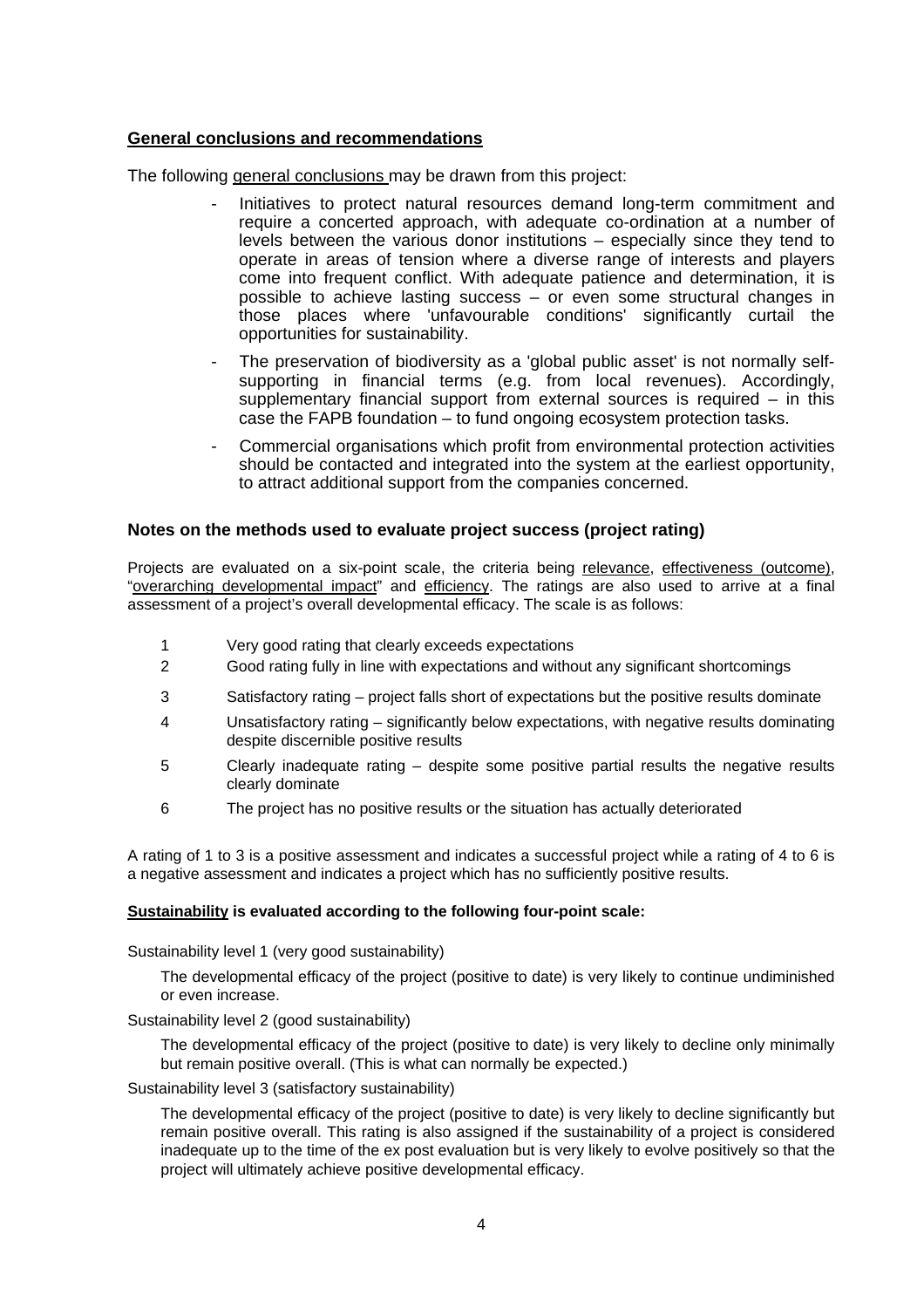**General conclusions and recommendations**

The following general conclusions may be drawn from this project:

- Initiatives to protect natural resources demand long-term commitment and require a concerted approach, with adequate co-ordination at a number of levels between the various donor institutions – especially since they tend to operate in areas of tension where a diverse range of interests and players come into frequent conflict. With adequate patience and determination, it is possible to achieve lasting success – or even some structural changes in those places where 'unfavourable conditions' significantly curtail the opportunities for sustainability.
- The preservation of biodiversity as a 'global public asset' is not normally self-supporting in financial terms (e.g. from local revenues). Accordingly, supplementary financial support from external sources is required – in this case the FAPB foundation – to fund ongoing ecosystem protection tasks.
- Commercial organisations which profit from environmental protection activities should be contacted and integrated into the system at the earliest opportunity, to attract additional support from the companies concerned.

**Notes on the methods used to evaluate project success (project rating)**

Projects are evaluated on a six-point scale, the criteria being relevance, effectiveness (outcome), "overarching developmental impact" and efficiency. The ratings are also used to arrive at a final assessment of a project's overall developmental efficacy. The scale is as follows:

1. Very good rating that clearly exceeds expectations
2. Good rating fully in line with expectations and without any significant shortcomings
3. Satisfactory rating – project falls short of expectations but the positive results dominate
4. Unsatisfactory rating – significantly below expectations, with negative results dominating despite discernible positive results
5. Clearly inadequate rating – despite some positive partial results the negative results clearly dominate
6. The project has no positive results or the situation has actually deteriorated

A rating of 1 to 3 is a positive assessment and indicates a successful project while a rating of 4 to 6 is a negative assessment and indicates a project which has no sufficiently positive results.

**Sustainability is evaluated according to the following four-point scale:**

Sustainability level 1 (very good sustainability)

The developmental efficacy of the project (positive to date) is very likely to continue undiminished or even increase.

Sustainability level 2 (good sustainability)

The developmental efficacy of the project (positive to date) is very likely to decline only minimally but remain positive overall. (This is what can normally be expected.)

Sustainability level 3 (satisfactory sustainability)

The developmental efficacy of the project (positive to date) is very likely to decline significantly but remain positive overall. This rating is also assigned if the sustainability of a project is considered inadequate up to the time of the ex post evaluation but is very likely to evolve positively so that the project will ultimately achieve positive developmental efficacy.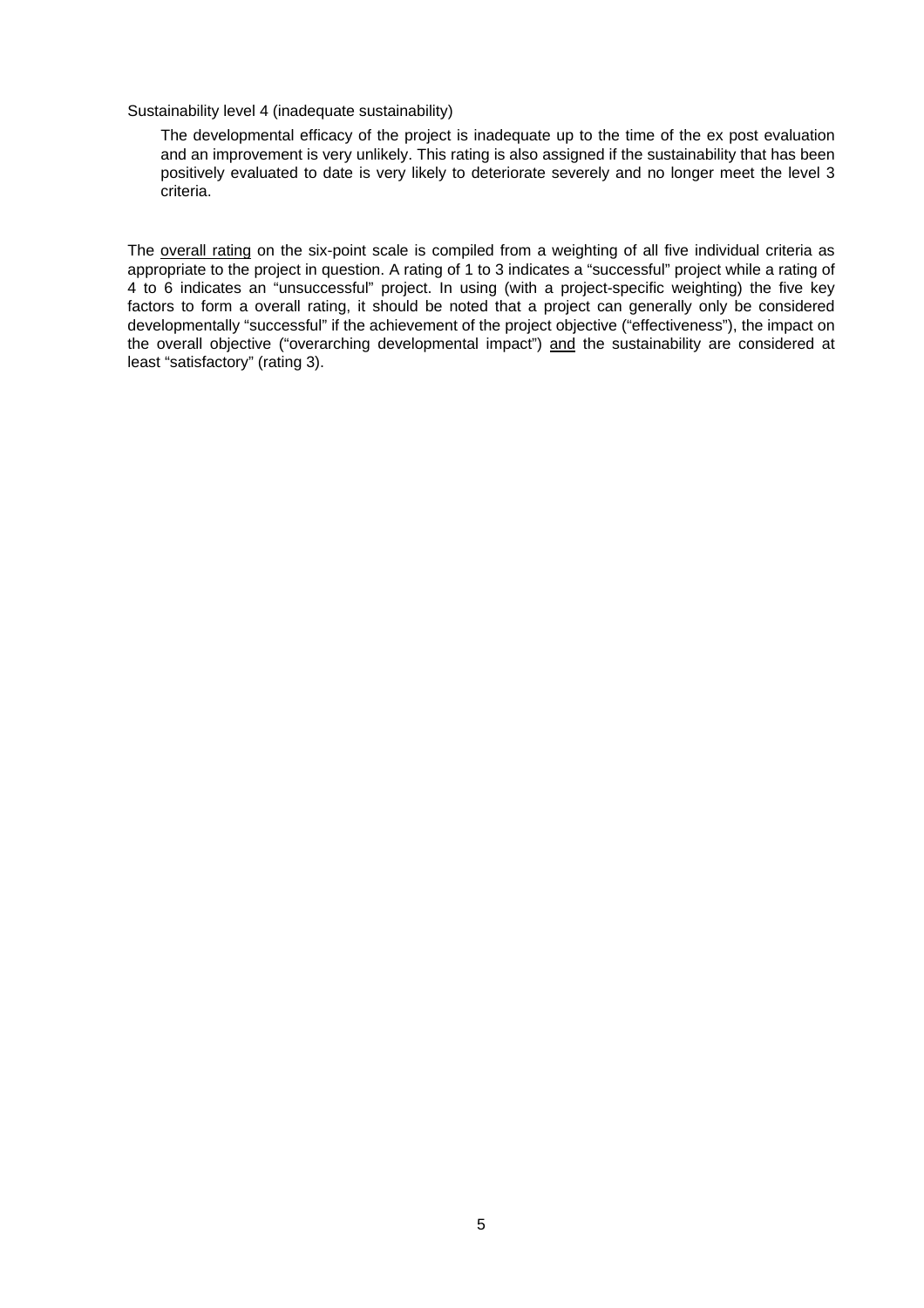Sustainability level 4 (inadequate sustainability)

> The developmental efficacy of the project is inadequate up to the time of the ex post evaluation and an improvement is very unlikely. This rating is also assigned if the sustainability that has been positively evaluated to date is very likely to deteriorate severely and no longer meet the level 3 criteria.

The overall rating on the six-point scale is compiled from a weighting of all five individual criteria as appropriate to the project in question. A rating of 1 to 3 indicates a "successful" project while a rating of 4 to 6 indicates an "unsuccessful" project. In using (with a project-specific weighting) the five key factors to form a overall rating, it should be noted that a project can generally only be considered developmentally "successful" if the achievement of the project objective ("effectiveness"), the impact on the overall objective ("overarching developmental impact") and the sustainability are considered at least "satisfactory" (rating 3).